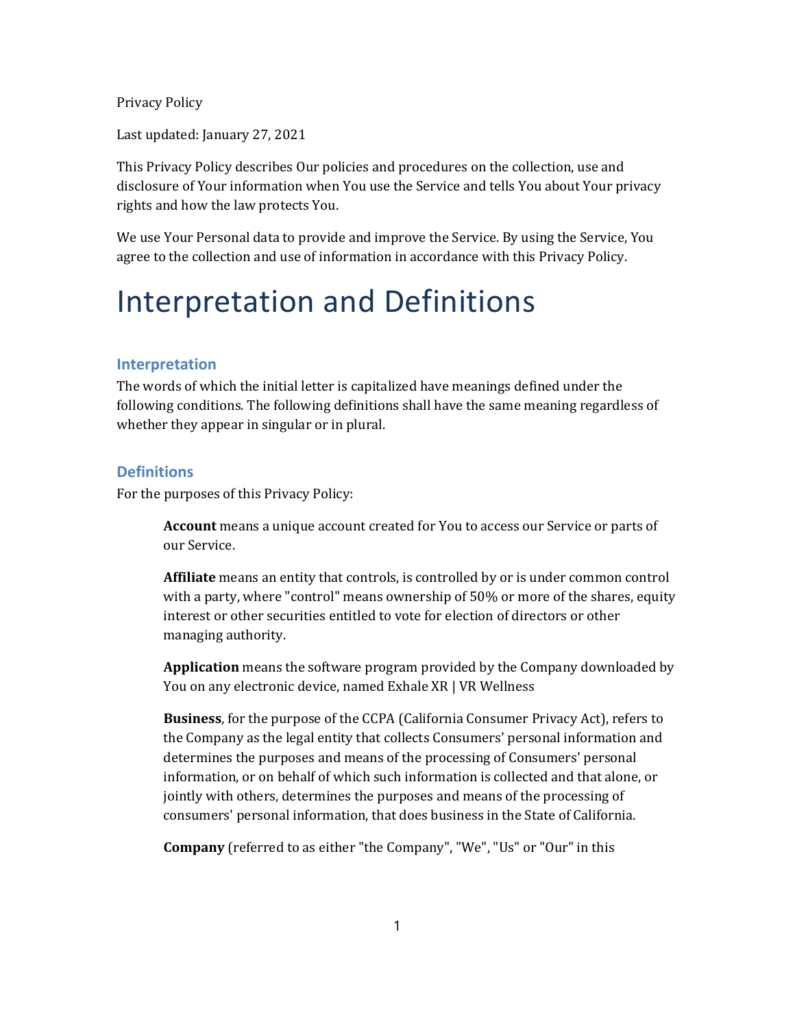Privacy Policy

Last updated: January 27, 2021

This Privacy Policy describes Our policies and procedures on the collection, use and disclosure of Your information when You use the Service and tells You about Your privacy rights and how the law protects You.

We use Your Personal data to provide and improve the Service. By using the Service, You agree to the collection and use of information in accordance with this Privacy Policy.

# Interpretation and Definitions

## Interpretation

The words of which the initial letter is capitalized have meanings defined under the following conditions. The following definitions shall have the same meaning regardless of whether they appear in singular or in plural.

## Definitions

For the purposes of this Privacy Policy:

**Account** means a unique account created for You to access our Service or parts of our Service.

**Affiliate** means an entity that controls, is controlled by or is under common control with a party, where "control" means ownership of 50% or more of the shares, equity interest or other securities entitled to vote for election of directors or other managing authority.

**Application** means the software program provided by the Company downloaded by You on any electronic device, named Exhale XR | VR Wellness

**Business**, for the purpose of the CCPA (California Consumer Privacy Act), refers to the Company as the legal entity that collects Consumers' personal information and determines the purposes and means of the processing of Consumers' personal information, or on behalf of which such information is collected and that alone, or jointly with others, determines the purposes and means of the processing of consumers' personal information, that does business in the State of California.

**Company** (referred to as either "the Company", "We", "Us" or "Our" in this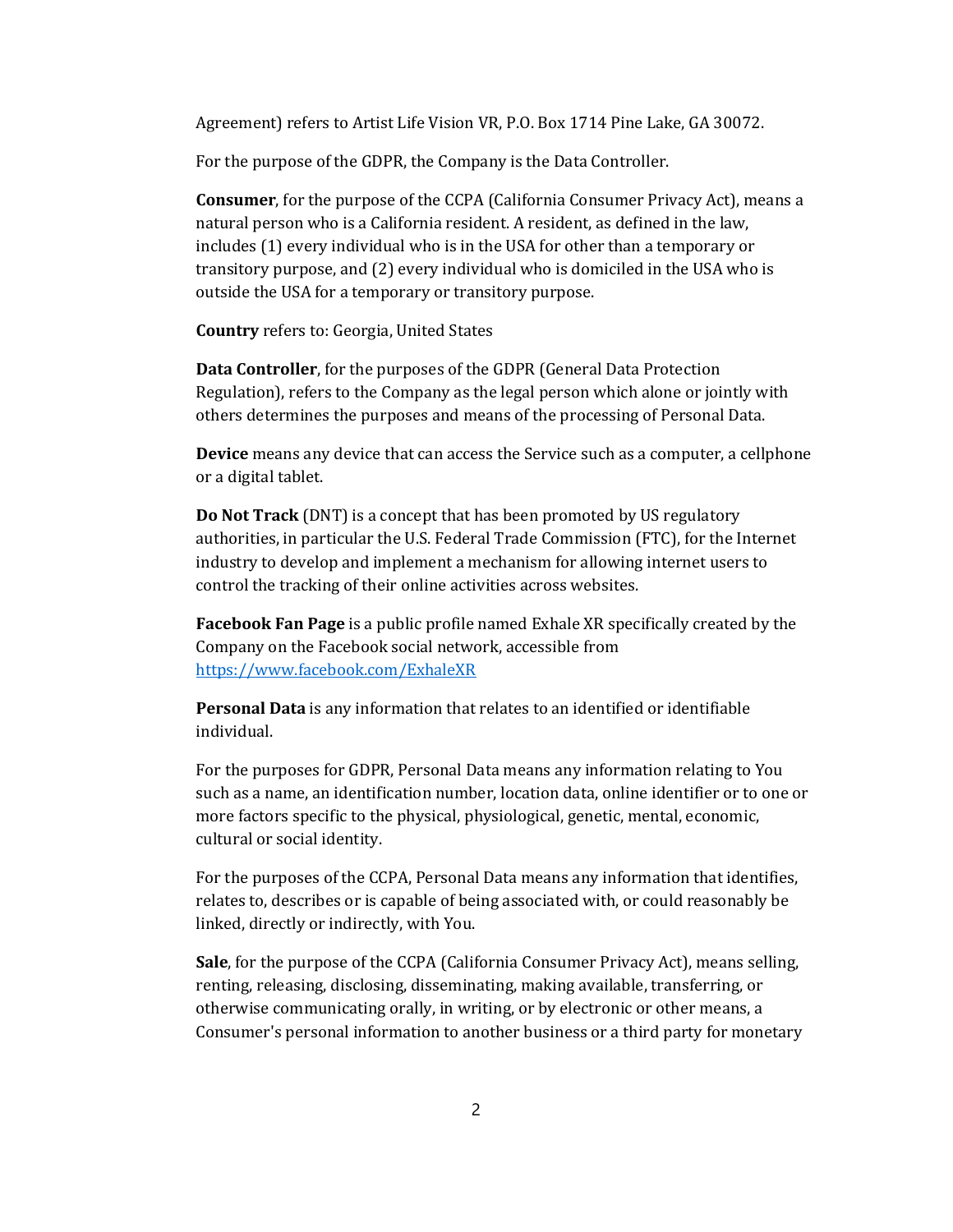Agreement) refers to Artist Life Vision VR, P.O. Box 1714 Pine Lake, GA 30072.

For the purpose of the GDPR, the Company is the Data Controller.

**Consumer**, for the purpose of the CCPA (California Consumer Privacy Act), means a natural person who is a California resident. A resident, as defined in the law, includes (1) every individual who is in the USA for other than a temporary or transitory purpose, and (2) every individual who is domiciled in the USA who is outside the USA for a temporary or transitory purpose.

**Country** refers to: Georgia, United States

**Data Controller**, for the purposes of the GDPR (General Data Protection Regulation), refers to the Company as the legal person which alone or jointly with others determines the purposes and means of the processing of Personal Data.

**Device** means any device that can access the Service such as a computer, a cellphone or a digital tablet.

**Do Not Track** (DNT) is a concept that has been promoted by US regulatory authorities, in particular the U.S. Federal Trade Commission (FTC), for the Internet industry to develop and implement a mechanism for allowing internet users to control the tracking of their online activities across websites.

**Facebook Fan Page** is a public profile named Exhale XR specifically created by the Company on the Facebook social network, accessible from [https://www.facebook.com/ExhaleXR](https://www.facebook.com/ExhaleXR)

**Personal Data** is any information that relates to an identified or identifiable individual.

For the purposes for GDPR, Personal Data means any information relating to You such as a name, an identification number, location data, online identifier or to one or more factors specific to the physical, physiological, genetic, mental, economic, cultural or social identity.

For the purposes of the CCPA, Personal Data means any information that identifies, relates to, describes or is capable of being associated with, or could reasonably be linked, directly or indirectly, with You.

**Sale**, for the purpose of the CCPA (California Consumer Privacy Act), means selling, renting, releasing, disclosing, disseminating, making available, transferring, or otherwise communicating orally, in writing, or by electronic or other means, a Consumer's personal information to another business or a third party for monetary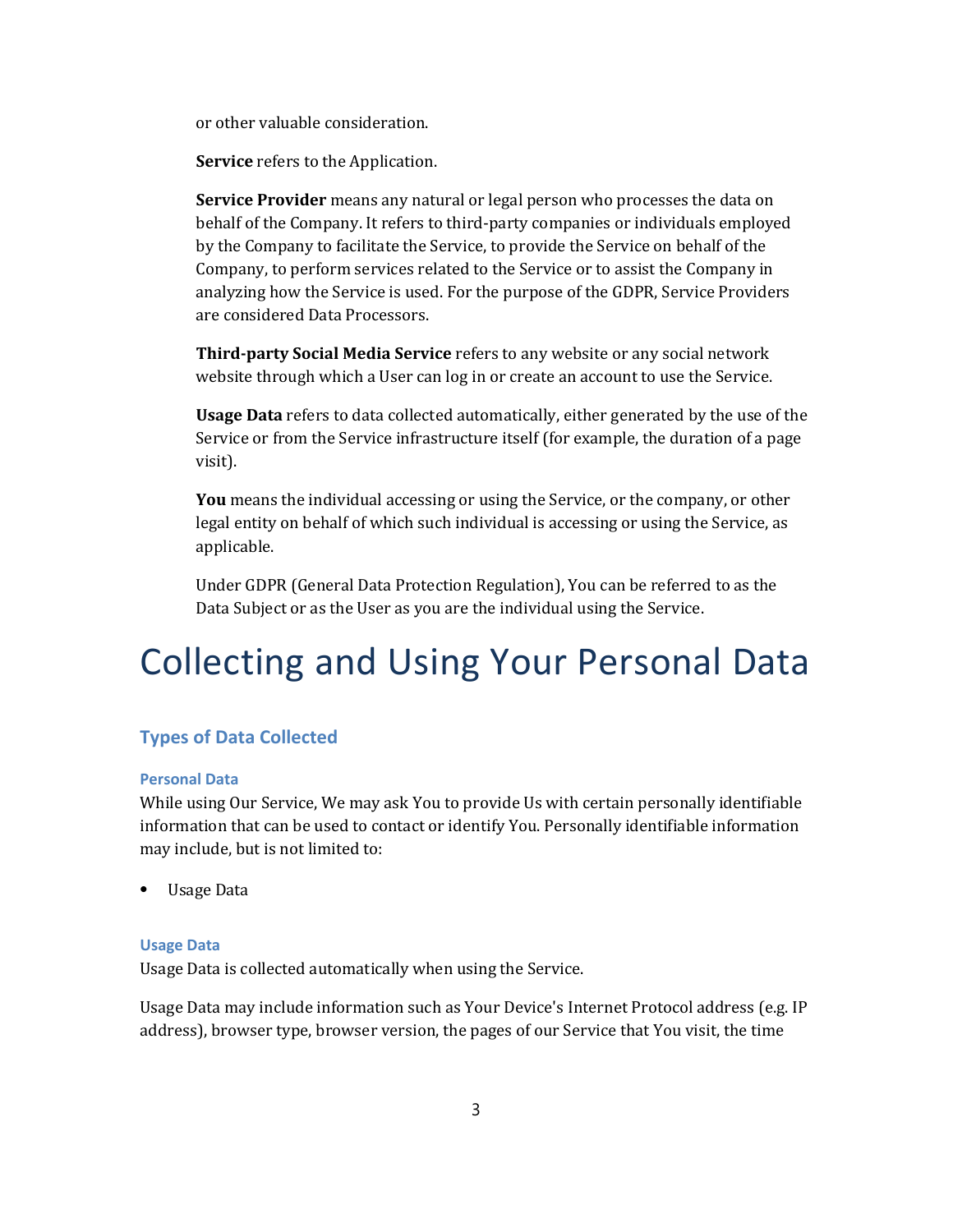or other valuable consideration.

**Service** refers to the Application.

**Service Provider** means any natural or legal person who processes the data on behalf of the Company. It refers to third-party companies or individuals employed by the Company to facilitate the Service, to provide the Service on behalf of the Company, to perform services related to the Service or to assist the Company in analyzing how the Service is used. For the purpose of the GDPR, Service Providers are considered Data Processors.

**Third-party Social Media Service** refers to any website or any social network website through which a User can log in or create an account to use the Service.

**Usage Data** refers to data collected automatically, either generated by the use of the Service or from the Service infrastructure itself (for example, the duration of a page visit).

**You** means the individual accessing or using the Service, or the company, or other legal entity on behalf of which such individual is accessing or using the Service, as applicable.

Under GDPR (General Data Protection Regulation), You can be referred to as the Data Subject or as the User as you are the individual using the Service.

# Collecting and Using Your Personal Data

## Types of Data Collected

### Personal Data

While using Our Service, We may ask You to provide Us with certain personally identifiable information that can be used to contact or identify You. Personally identifiable information may include, but is not limited to:

- Usage Data

### Usage Data

Usage Data is collected automatically when using the Service.

Usage Data may include information such as Your Device's Internet Protocol address (e.g. IP address), browser type, browser version, the pages of our Service that You visit, the time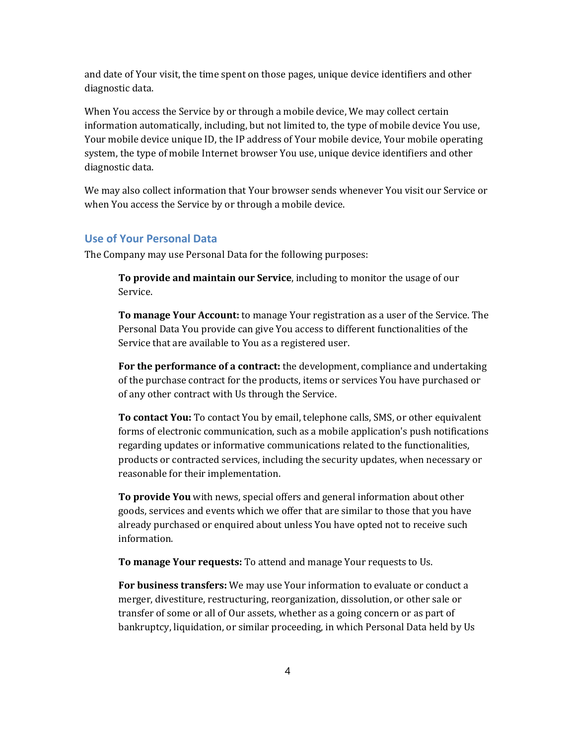and date of Your visit, the time spent on those pages, unique device identifiers and other diagnostic data.

When You access the Service by or through a mobile device, We may collect certain information automatically, including, but not limited to, the type of mobile device You use, Your mobile device unique ID, the IP address of Your mobile device, Your mobile operating system, the type of mobile Internet browser You use, unique device identifiers and other diagnostic data.

We may also collect information that Your browser sends whenever You visit our Service or when You access the Service by or through a mobile device.

### Use of Your Personal Data

The Company may use Personal Data for the following purposes:

**To provide and maintain our Service**, including to monitor the usage of our Service.

**To manage Your Account:** to manage Your registration as a user of the Service. The Personal Data You provide can give You access to different functionalities of the Service that are available to You as a registered user.

**For the performance of a contract:** the development, compliance and undertaking of the purchase contract for the products, items or services You have purchased or of any other contract with Us through the Service.

**To contact You:** To contact You by email, telephone calls, SMS, or other equivalent forms of electronic communication, such as a mobile application's push notifications regarding updates or informative communications related to the functionalities, products or contracted services, including the security updates, when necessary or reasonable for their implementation.

**To provide You** with news, special offers and general information about other goods, services and events which we offer that are similar to those that you have already purchased or enquired about unless You have opted not to receive such information.

**To manage Your requests:** To attend and manage Your requests to Us.

**For business transfers:** We may use Your information to evaluate or conduct a merger, divestiture, restructuring, reorganization, dissolution, or other sale or transfer of some or all of Our assets, whether as a going concern or as part of bankruptcy, liquidation, or similar proceeding, in which Personal Data held by Us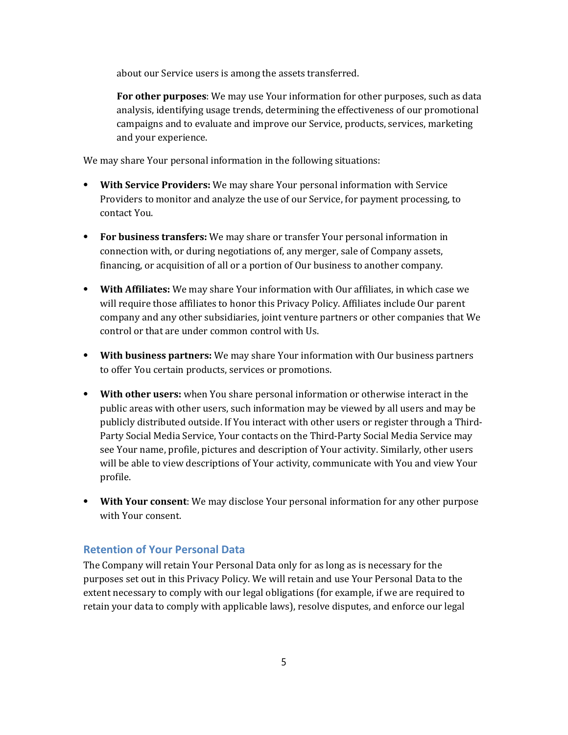about our Service users is among the assets transferred.

**For other purposes**: We may use Your information for other purposes, such as data analysis, identifying usage trends, determining the effectiveness of our promotional campaigns and to evaluate and improve our Service, products, services, marketing and your experience.

We may share Your personal information in the following situations:

- **With Service Providers:** We may share Your personal information with Service Providers to monitor and analyze the use of our Service, for payment processing, to contact You.
- **For business transfers:** We may share or transfer Your personal information in connection with, or during negotiations of, any merger, sale of Company assets, financing, or acquisition of all or a portion of Our business to another company.
- **With Affiliates:** We may share Your information with Our affiliates, in which case we will require those affiliates to honor this Privacy Policy. Affiliates include Our parent company and any other subsidiaries, joint venture partners or other companies that We control or that are under common control with Us.
- **With business partners:** We may share Your information with Our business partners to offer You certain products, services or promotions.
- **With other users:** when You share personal information or otherwise interact in the public areas with other users, such information may be viewed by all users and may be publicly distributed outside. If You interact with other users or register through a Third-Party Social Media Service, Your contacts on the Third-Party Social Media Service may see Your name, profile, pictures and description of Your activity. Similarly, other users will be able to view descriptions of Your activity, communicate with You and view Your profile.
- **With Your consent**: We may disclose Your personal information for any other purpose with Your consent.

## Retention of Your Personal Data

The Company will retain Your Personal Data only for as long as is necessary for the purposes set out in this Privacy Policy. We will retain and use Your Personal Data to the extent necessary to comply with our legal obligations (for example, if we are required to retain your data to comply with applicable laws), resolve disputes, and enforce our legal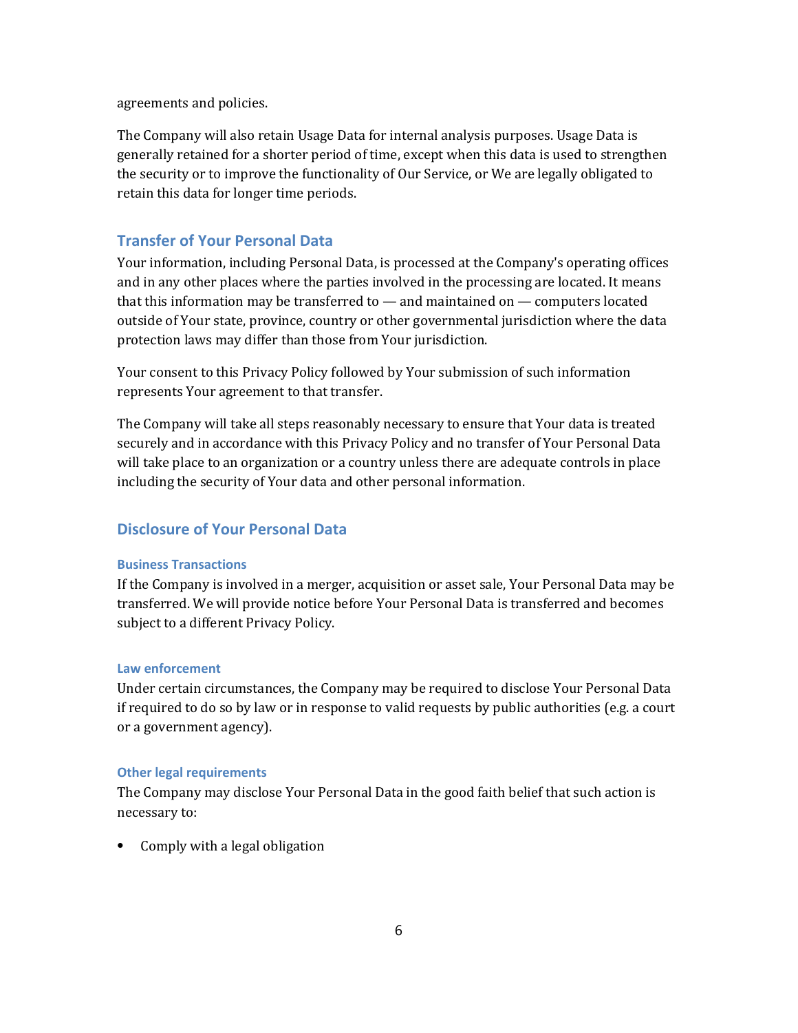agreements and policies.

The Company will also retain Usage Data for internal analysis purposes. Usage Data is generally retained for a shorter period of time, except when this data is used to strengthen the security or to improve the functionality of Our Service, or We are legally obligated to retain this data for longer time periods.

## Transfer of Your Personal Data

Your information, including Personal Data, is processed at the Company's operating offices and in any other places where the parties involved in the processing are located. It means that this information may be transferred to — and maintained on — computers located outside of Your state, province, country or other governmental jurisdiction where the data protection laws may differ than those from Your jurisdiction.

Your consent to this Privacy Policy followed by Your submission of such information represents Your agreement to that transfer.

The Company will take all steps reasonably necessary to ensure that Your data is treated securely and in accordance with this Privacy Policy and no transfer of Your Personal Data will take place to an organization or a country unless there are adequate controls in place including the security of Your data and other personal information.

## Disclosure of Your Personal Data

### Business Transactions

If the Company is involved in a merger, acquisition or asset sale, Your Personal Data may be transferred. We will provide notice before Your Personal Data is transferred and becomes subject to a different Privacy Policy.

### Law enforcement

Under certain circumstances, the Company may be required to disclose Your Personal Data if required to do so by law or in response to valid requests by public authorities (e.g. a court or a government agency).

### Other legal requirements

The Company may disclose Your Personal Data in the good faith belief that such action is necessary to:

- Comply with a legal obligation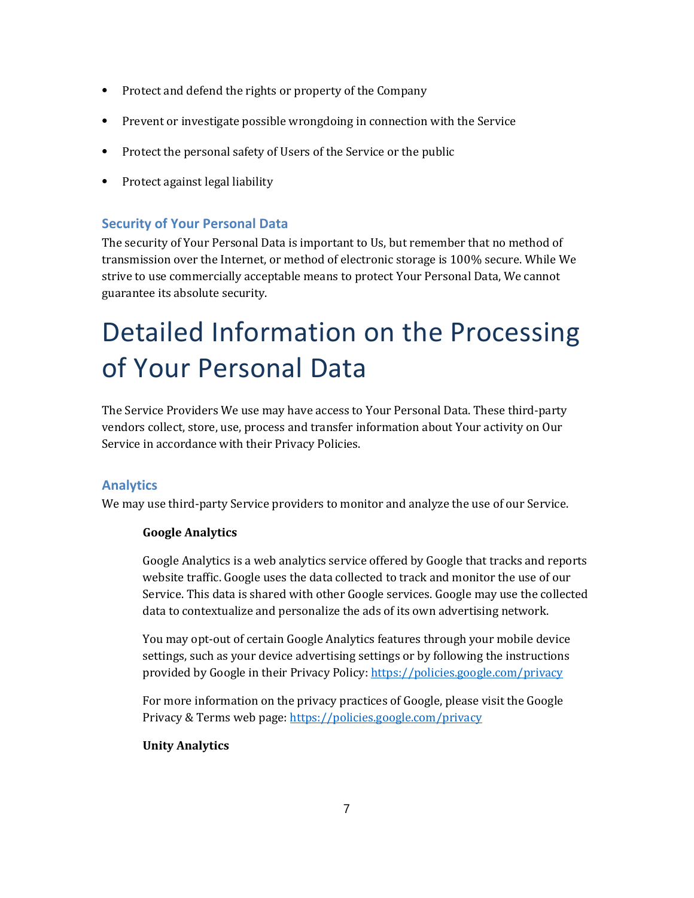- Protect and defend the rights or property of the Company
- Prevent or investigate possible wrongdoing in connection with the Service
- Protect the personal safety of Users of the Service or the public
- Protect against legal liability

### Security of Your Personal Data

The security of Your Personal Data is important to Us, but remember that no method of transmission over the Internet, or method of electronic storage is 100% secure. While We strive to use commercially acceptable means to protect Your Personal Data, We cannot guarantee its absolute security.

# Detailed Information on the Processing of Your Personal Data

The Service Providers We use may have access to Your Personal Data. These third-party vendors collect, store, use, process and transfer information about Your activity on Our Service in accordance with their Privacy Policies.

### Analytics

We may use third-party Service providers to monitor and analyze the use of our Service.

**Google Analytics**

Google Analytics is a web analytics service offered by Google that tracks and reports website traffic. Google uses the data collected to track and monitor the use of our Service. This data is shared with other Google services. Google may use the collected data to contextualize and personalize the ads of its own advertising network.

You may opt-out of certain Google Analytics features through your mobile device settings, such as your device advertising settings or by following the instructions provided by Google in their Privacy Policy: https://policies.google.com/privacy

For more information on the privacy practices of Google, please visit the Google Privacy & Terms web page: https://policies.google.com/privacy

**Unity Analytics**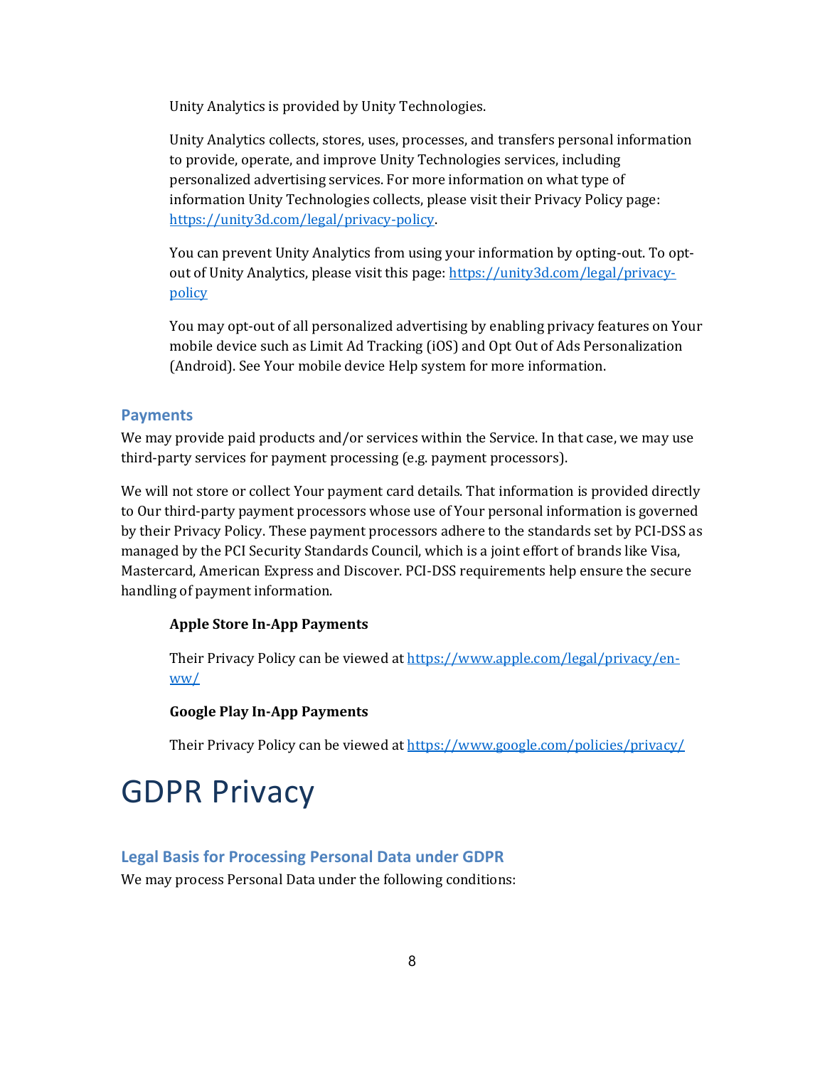Unity Analytics is provided by Unity Technologies.

Unity Analytics collects, stores, uses, processes, and transfers personal information to provide, operate, and improve Unity Technologies services, including personalized advertising services. For more information on what type of information Unity Technologies collects, please visit their Privacy Policy page: [https://unity3d.com/legal/privacy-policy](https://unity3d.com/legal/privacy-policy).

You can prevent Unity Analytics from using your information by opting-out. To opt-out of Unity Analytics, please visit this page: [https://unity3d.com/legal/privacy-policy](https://unity3d.com/legal/privacy-policy)

You may opt-out of all personalized advertising by enabling privacy features on Your mobile device such as Limit Ad Tracking (iOS) and Opt Out of Ads Personalization (Android). See Your mobile device Help system for more information.

### Payments

We may provide paid products and/or services within the Service. In that case, we may use third-party services for payment processing (e.g. payment processors).

We will not store or collect Your payment card details. That information is provided directly to Our third-party payment processors whose use of Your personal information is governed by their Privacy Policy. These payment processors adhere to the standards set by PCI-DSS as managed by the PCI Security Standards Council, which is a joint effort of brands like Visa, Mastercard, American Express and Discover. PCI-DSS requirements help ensure the secure handling of payment information.

**Apple Store In-App Payments**

Their Privacy Policy can be viewed at [https://www.apple.com/legal/privacy/en-ww/](https://www.apple.com/legal/privacy/en-ww/)

**Google Play In-App Payments**

Their Privacy Policy can be viewed at [https://www.google.com/policies/privacy/](https://www.google.com/policies/privacy/)

# GDPR Privacy

### Legal Basis for Processing Personal Data under GDPR

We may process Personal Data under the following conditions: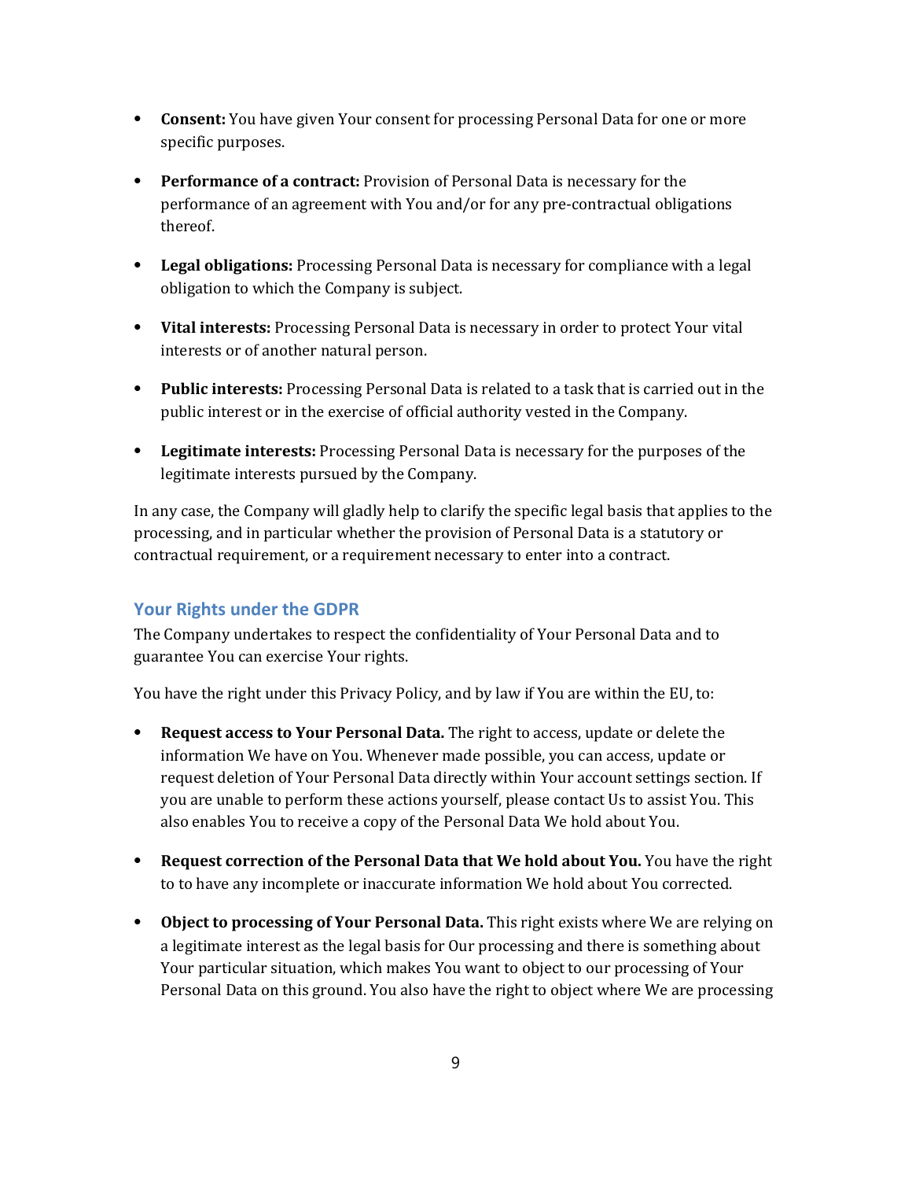- **Consent:** You have given Your consent for processing Personal Data for one or more specific purposes.

- **Performance of a contract:** Provision of Personal Data is necessary for the performance of an agreement with You and/or for any pre-contractual obligations thereof.

- **Legal obligations:** Processing Personal Data is necessary for compliance with a legal obligation to which the Company is subject.

- **Vital interests:** Processing Personal Data is necessary in order to protect Your vital interests or of another natural person.

- **Public interests:** Processing Personal Data is related to a task that is carried out in the public interest or in the exercise of official authority vested in the Company.

- **Legitimate interests:** Processing Personal Data is necessary for the purposes of the legitimate interests pursued by the Company.

In any case, the Company will gladly help to clarify the specific legal basis that applies to the processing, and in particular whether the provision of Personal Data is a statutory or contractual requirement, or a requirement necessary to enter into a contract.

### Your Rights under the GDPR

The Company undertakes to respect the confidentiality of Your Personal Data and to guarantee You can exercise Your rights.

You have the right under this Privacy Policy, and by law if You are within the EU, to:

- **Request access to Your Personal Data.** The right to access, update or delete the information We have on You. Whenever made possible, you can access, update or request deletion of Your Personal Data directly within Your account settings section. If you are unable to perform these actions yourself, please contact Us to assist You. This also enables You to receive a copy of the Personal Data We hold about You.

- **Request correction of the Personal Data that We hold about You.** You have the right to to have any incomplete or inaccurate information We hold about You corrected.

- **Object to processing of Your Personal Data.** This right exists where We are relying on a legitimate interest as the legal basis for Our processing and there is something about Your particular situation, which makes You want to object to our processing of Your Personal Data on this ground. You also have the right to object where We are processing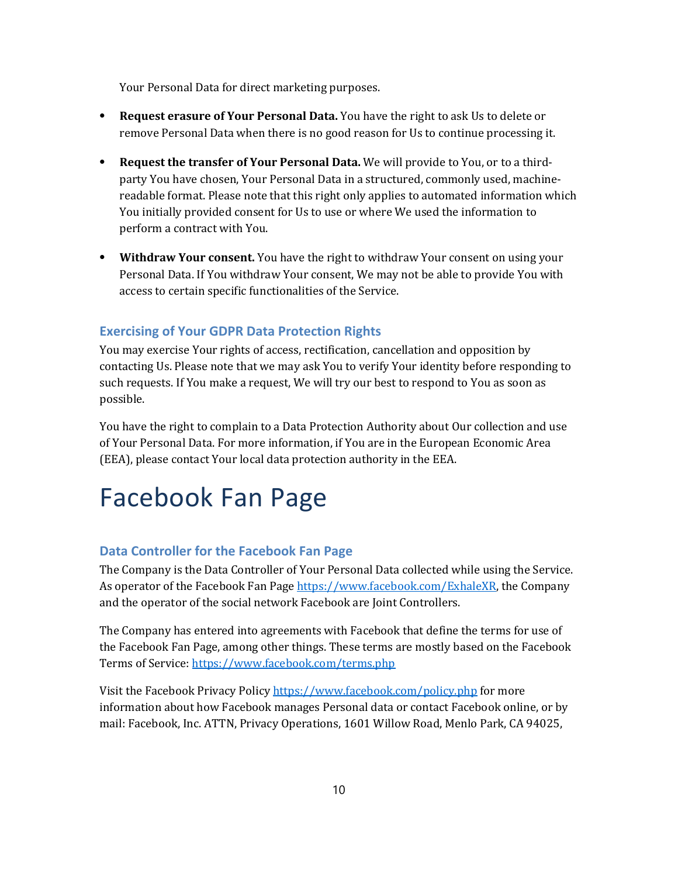Your Personal Data for direct marketing purposes.

- **Request erasure of Your Personal Data.** You have the right to ask Us to delete or remove Personal Data when there is no good reason for Us to continue processing it.
- **Request the transfer of Your Personal Data.** We will provide to You, or to a third-party You have chosen, Your Personal Data in a structured, commonly used, machine-readable format. Please note that this right only applies to automated information which You initially provided consent for Us to use or where We used the information to perform a contract with You.
- **Withdraw Your consent.** You have the right to withdraw Your consent on using your Personal Data. If You withdraw Your consent, We may not be able to provide You with access to certain specific functionalities of the Service.

### Exercising of Your GDPR Data Protection Rights

You may exercise Your rights of access, rectification, cancellation and opposition by contacting Us. Please note that we may ask You to verify Your identity before responding to such requests. If You make a request, We will try our best to respond to You as soon as possible.

You have the right to complain to a Data Protection Authority about Our collection and use of Your Personal Data. For more information, if You are in the European Economic Area (EEA), please contact Your local data protection authority in the EEA.

# Facebook Fan Page

### Data Controller for the Facebook Fan Page

The Company is the Data Controller of Your Personal Data collected while using the Service. As operator of the Facebook Fan Page https://www.facebook.com/ExhaleXR, the Company and the operator of the social network Facebook are Joint Controllers.

The Company has entered into agreements with Facebook that define the terms for use of the Facebook Fan Page, among other things. These terms are mostly based on the Facebook Terms of Service: https://www.facebook.com/terms.php

Visit the Facebook Privacy Policy https://www.facebook.com/policy.php for more information about how Facebook manages Personal data or contact Facebook online, or by mail: Facebook, Inc. ATTN, Privacy Operations, 1601 Willow Road, Menlo Park, CA 94025,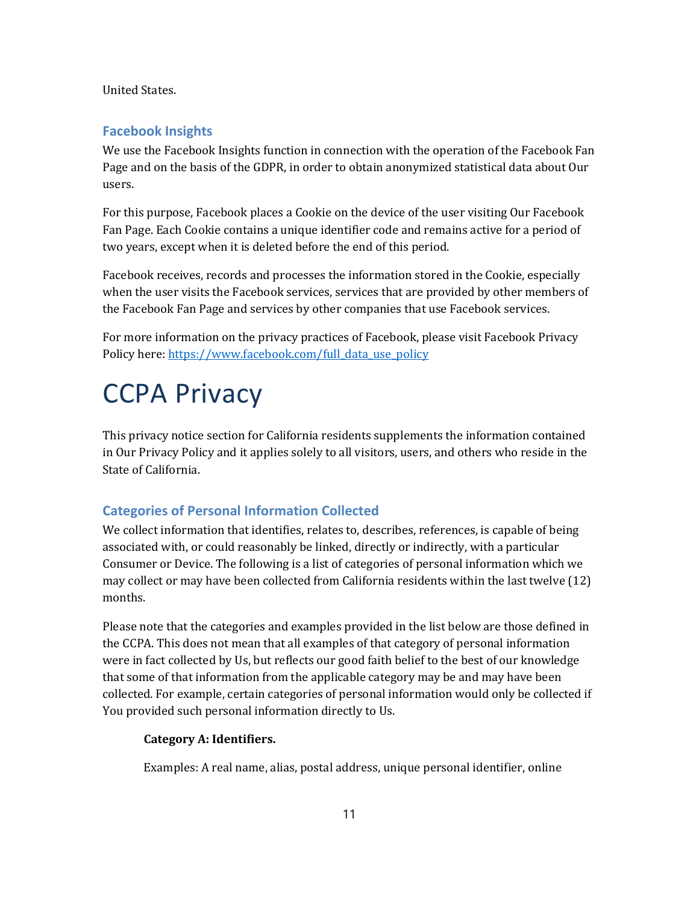United States.

### Facebook Insights

We use the Facebook Insights function in connection with the operation of the Facebook Fan Page and on the basis of the GDPR, in order to obtain anonymized statistical data about Our users.

For this purpose, Facebook places a Cookie on the device of the user visiting Our Facebook Fan Page. Each Cookie contains a unique identifier code and remains active for a period of two years, except when it is deleted before the end of this period.

Facebook receives, records and processes the information stored in the Cookie, especially when the user visits the Facebook services, services that are provided by other members of the Facebook Fan Page and services by other companies that use Facebook services.

For more information on the privacy practices of Facebook, please visit Facebook Privacy Policy here: [https://www.facebook.com/full_data_use_policy](https://www.facebook.com/full_data_use_policy)

# CCPA Privacy

This privacy notice section for California residents supplements the information contained in Our Privacy Policy and it applies solely to all visitors, users, and others who reside in the State of California.

### Categories of Personal Information Collected

We collect information that identifies, relates to, describes, references, is capable of being associated with, or could reasonably be linked, directly or indirectly, with a particular Consumer or Device. The following is a list of categories of personal information which we may collect or may have been collected from California residents within the last twelve (12) months.

Please note that the categories and examples provided in the list below are those defined in the CCPA. This does not mean that all examples of that category of personal information were in fact collected by Us, but reflects our good faith belief to the best of our knowledge that some of that information from the applicable category may be and may have been collected. For example, certain categories of personal information would only be collected if You provided such personal information directly to Us.

**Category A: Identifiers.**

Examples: A real name, alias, postal address, unique personal identifier, online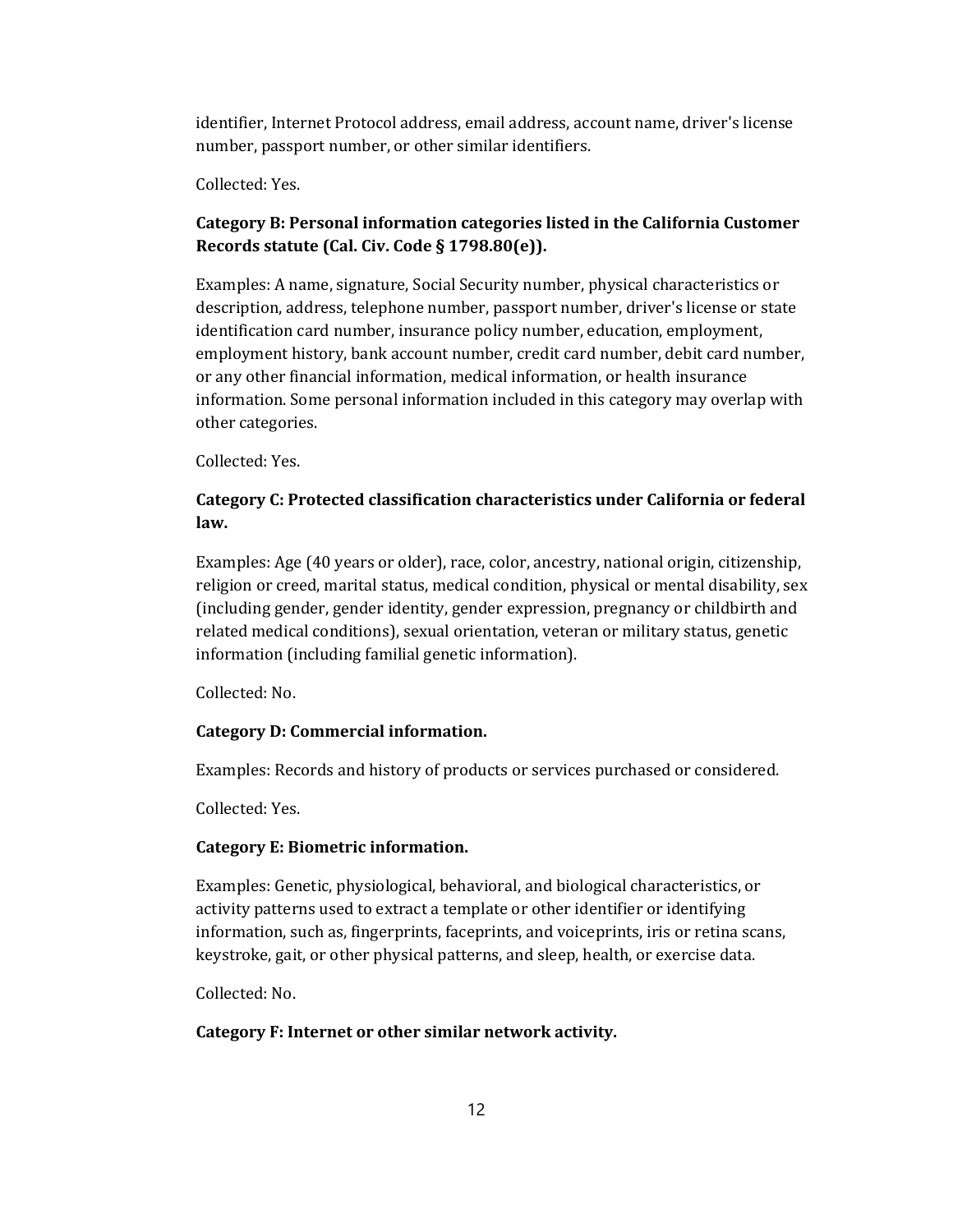identifier, Internet Protocol address, email address, account name, driver's license number, passport number, or other similar identifiers.

Collected: Yes.

**Category B: Personal information categories listed in the California Customer Records statute (Cal. Civ. Code § 1798.80(e)).**

Examples: A name, signature, Social Security number, physical characteristics or description, address, telephone number, passport number, driver's license or state identification card number, insurance policy number, education, employment, employment history, bank account number, credit card number, debit card number, or any other financial information, medical information, or health insurance information. Some personal information included in this category may overlap with other categories.

Collected: Yes.

**Category C: Protected classification characteristics under California or federal law.**

Examples: Age (40 years or older), race, color, ancestry, national origin, citizenship, religion or creed, marital status, medical condition, physical or mental disability, sex (including gender, gender identity, gender expression, pregnancy or childbirth and related medical conditions), sexual orientation, veteran or military status, genetic information (including familial genetic information).

Collected: No.

**Category D: Commercial information.**

Examples: Records and history of products or services purchased or considered.

Collected: Yes.

**Category E: Biometric information.**

Examples: Genetic, physiological, behavioral, and biological characteristics, or activity patterns used to extract a template or other identifier or identifying information, such as, fingerprints, faceprints, and voiceprints, iris or retina scans, keystroke, gait, or other physical patterns, and sleep, health, or exercise data.

Collected: No.

**Category F: Internet or other similar network activity.**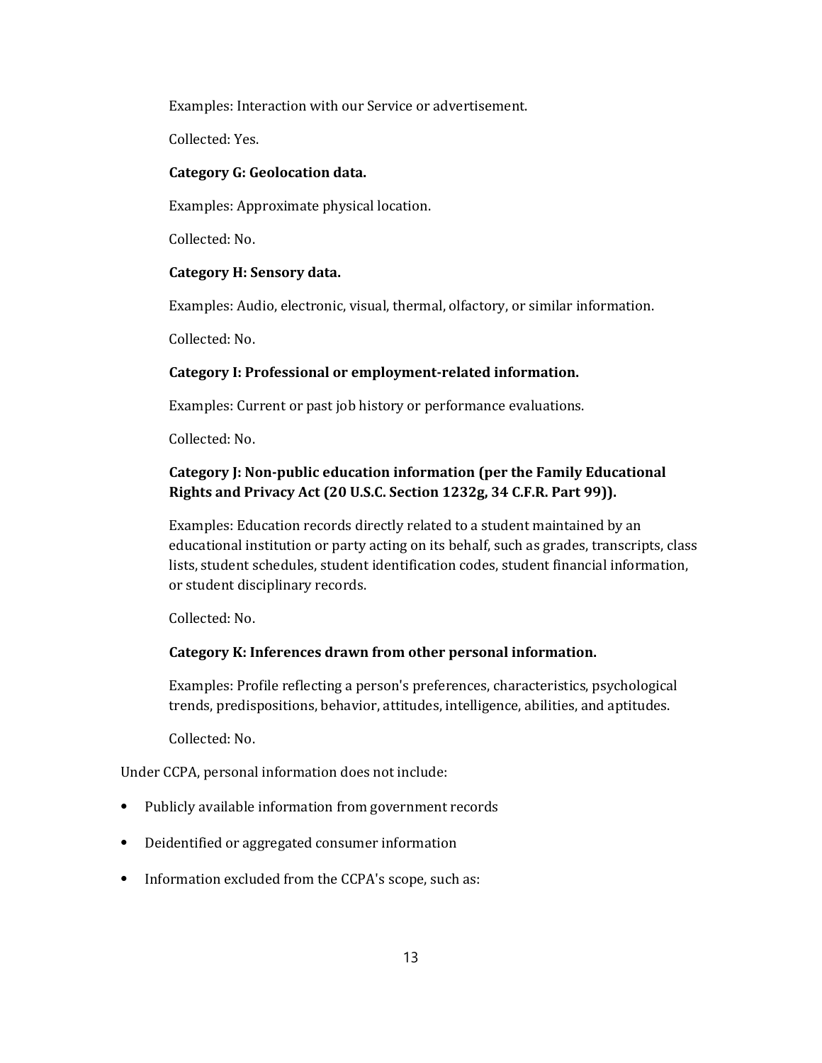Examples: Interaction with our Service or advertisement.

Collected: Yes.

**Category G: Geolocation data.**

Examples: Approximate physical location.

Collected: No.

**Category H: Sensory data.**

Examples: Audio, electronic, visual, thermal, olfactory, or similar information.

Collected: No.

**Category I: Professional or employment-related information.**

Examples: Current or past job history or performance evaluations.

Collected: No.

**Category J: Non-public education information (per the Family Educational Rights and Privacy Act (20 U.S.C. Section 1232g, 34 C.F.R. Part 99)).**

Examples: Education records directly related to a student maintained by an educational institution or party acting on its behalf, such as grades, transcripts, class lists, student schedules, student identification codes, student financial information, or student disciplinary records.

Collected: No.

**Category K: Inferences drawn from other personal information.**

Examples: Profile reflecting a person's preferences, characteristics, psychological trends, predispositions, behavior, attitudes, intelligence, abilities, and aptitudes.

Collected: No.

Under CCPA, personal information does not include:

- Publicly available information from government records
- Deidentified or aggregated consumer information
- Information excluded from the CCPA's scope, such as: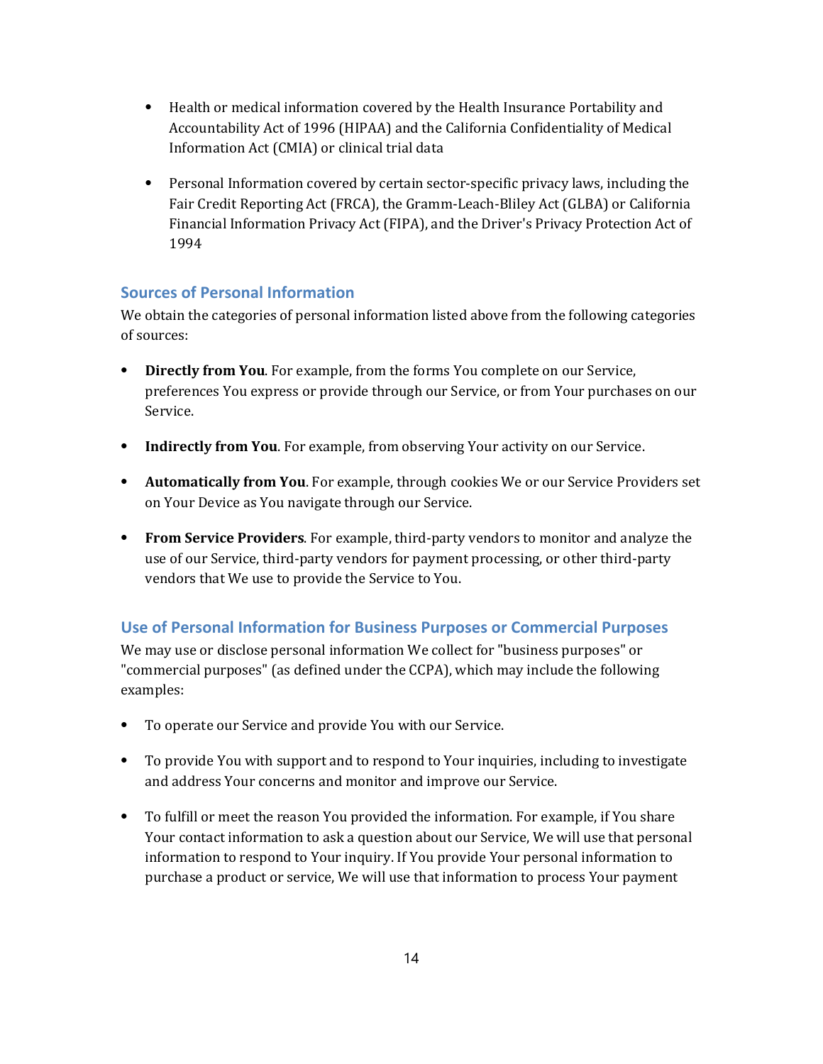- Health or medical information covered by the Health Insurance Portability and Accountability Act of 1996 (HIPAA) and the California Confidentiality of Medical Information Act (CMIA) or clinical trial data

- Personal Information covered by certain sector-specific privacy laws, including the Fair Credit Reporting Act (FRCA), the Gramm-Leach-Bliley Act (GLBA) or California Financial Information Privacy Act (FIPA), and the Driver's Privacy Protection Act of 1994

### Sources of Personal Information

We obtain the categories of personal information listed above from the following categories of sources:

- **Directly from You**. For example, from the forms You complete on our Service, preferences You express or provide through our Service, or from Your purchases on our Service.

- **Indirectly from You**. For example, from observing Your activity on our Service.

- **Automatically from You**. For example, through cookies We or our Service Providers set on Your Device as You navigate through our Service.

- **From Service Providers**. For example, third-party vendors to monitor and analyze the use of our Service, third-party vendors for payment processing, or other third-party vendors that We use to provide the Service to You.

### Use of Personal Information for Business Purposes or Commercial Purposes

We may use or disclose personal information We collect for "business purposes" or "commercial purposes" (as defined under the CCPA), which may include the following examples:

- To operate our Service and provide You with our Service.

- To provide You with support and to respond to Your inquiries, including to investigate and address Your concerns and monitor and improve our Service.

- To fulfill or meet the reason You provided the information. For example, if You share Your contact information to ask a question about our Service, We will use that personal information to respond to Your inquiry. If You provide Your personal information to purchase a product or service, We will use that information to process Your payment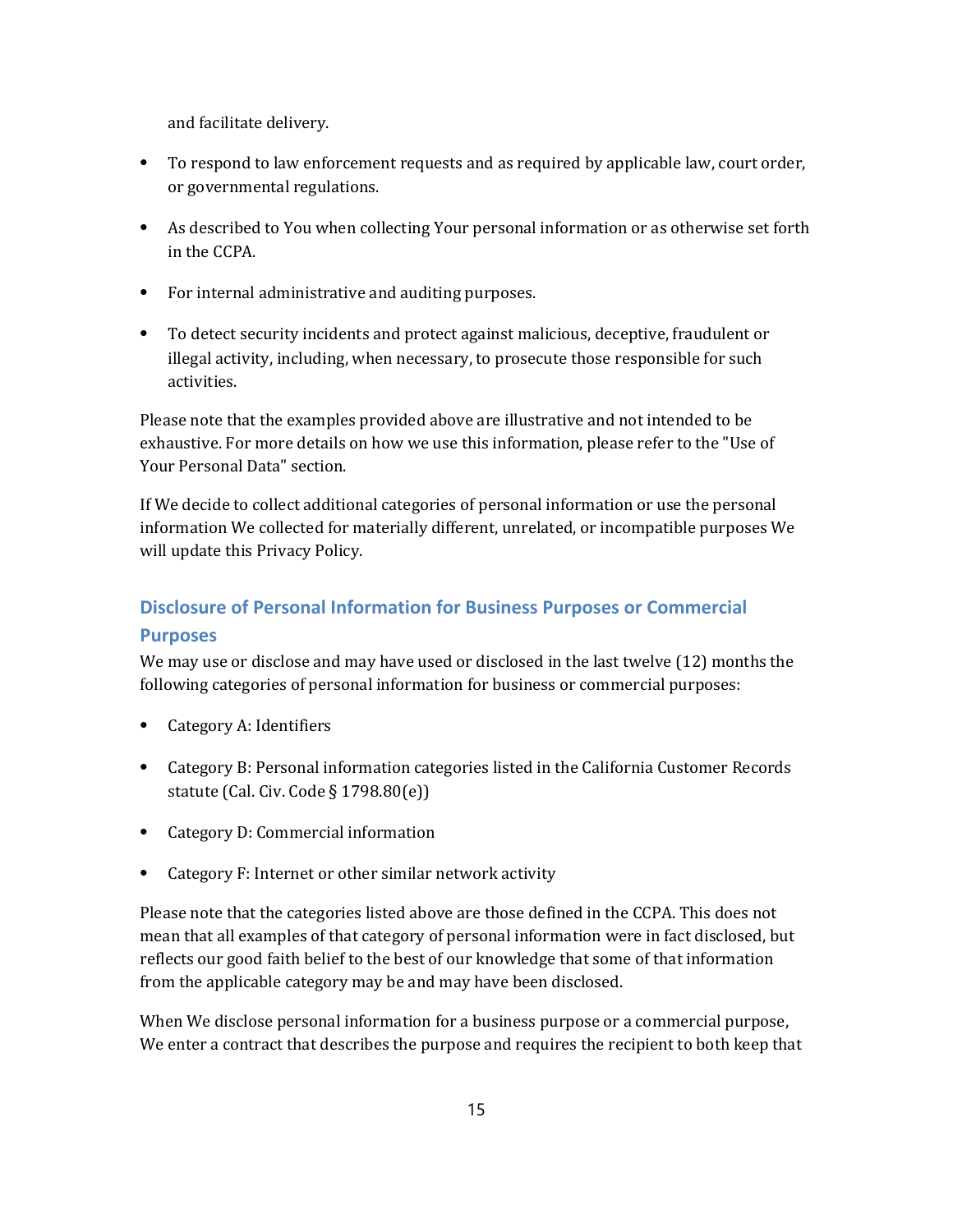and facilitate delivery.

- To respond to law enforcement requests and as required by applicable law, court order, or governmental regulations.
- As described to You when collecting Your personal information or as otherwise set forth in the CCPA.
- For internal administrative and auditing purposes.
- To detect security incidents and protect against malicious, deceptive, fraudulent or illegal activity, including, when necessary, to prosecute those responsible for such activities.

Please note that the examples provided above are illustrative and not intended to be exhaustive. For more details on how we use this information, please refer to the "Use of Your Personal Data" section.

If We decide to collect additional categories of personal information or use the personal information We collected for materially different, unrelated, or incompatible purposes We will update this Privacy Policy.

### Disclosure of Personal Information for Business Purposes or Commercial Purposes

We may use or disclose and may have used or disclosed in the last twelve (12) months the following categories of personal information for business or commercial purposes:

- Category A: Identifiers
- Category B: Personal information categories listed in the California Customer Records statute (Cal. Civ. Code § 1798.80(e))
- Category D: Commercial information
- Category F: Internet or other similar network activity

Please note that the categories listed above are those defined in the CCPA. This does not mean that all examples of that category of personal information were in fact disclosed, but reflects our good faith belief to the best of our knowledge that some of that information from the applicable category may be and may have been disclosed.

When We disclose personal information for a business purpose or a commercial purpose, We enter a contract that describes the purpose and requires the recipient to both keep that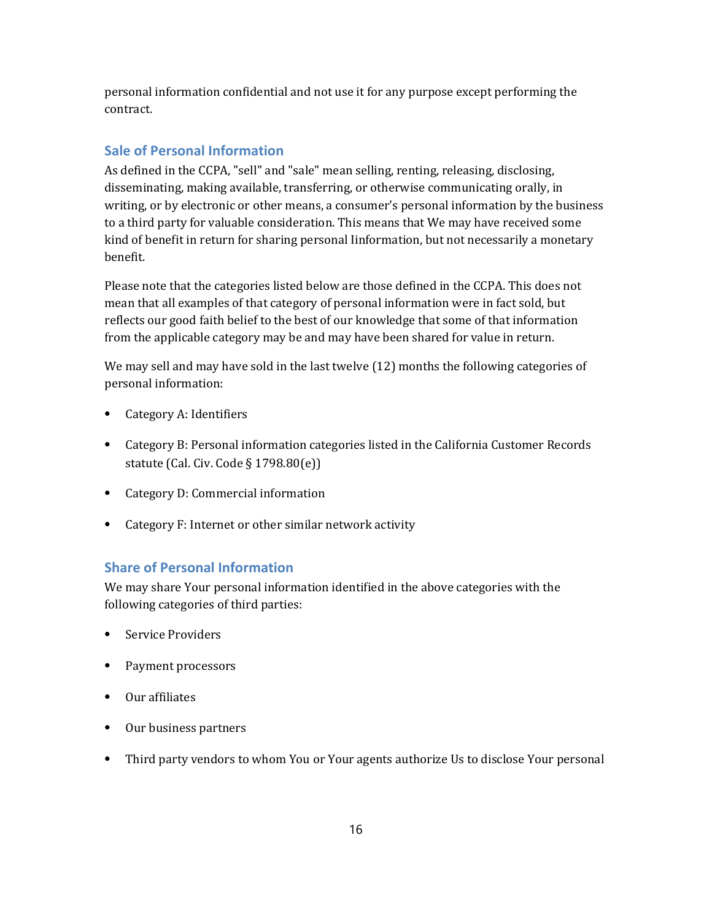personal information confidential and not use it for any purpose except performing the contract.

### Sale of Personal Information

As defined in the CCPA, "sell" and "sale" mean selling, renting, releasing, disclosing, disseminating, making available, transferring, or otherwise communicating orally, in writing, or by electronic or other means, a consumer's personal information by the business to a third party for valuable consideration. This means that We may have received some kind of benefit in return for sharing personal Iinformation, but not necessarily a monetary benefit.

Please note that the categories listed below are those defined in the CCPA. This does not mean that all examples of that category of personal information were in fact sold, but reflects our good faith belief to the best of our knowledge that some of that information from the applicable category may be and may have been shared for value in return.

We may sell and may have sold in the last twelve (12) months the following categories of personal information:

- Category A: Identifiers
- Category B: Personal information categories listed in the California Customer Records statute (Cal. Civ. Code § 1798.80(e))
- Category D: Commercial information
- Category F: Internet or other similar network activity

### Share of Personal Information

We may share Your personal information identified in the above categories with the following categories of third parties:

- Service Providers
- Payment processors
- Our affiliates
- Our business partners
- Third party vendors to whom You or Your agents authorize Us to disclose Your personal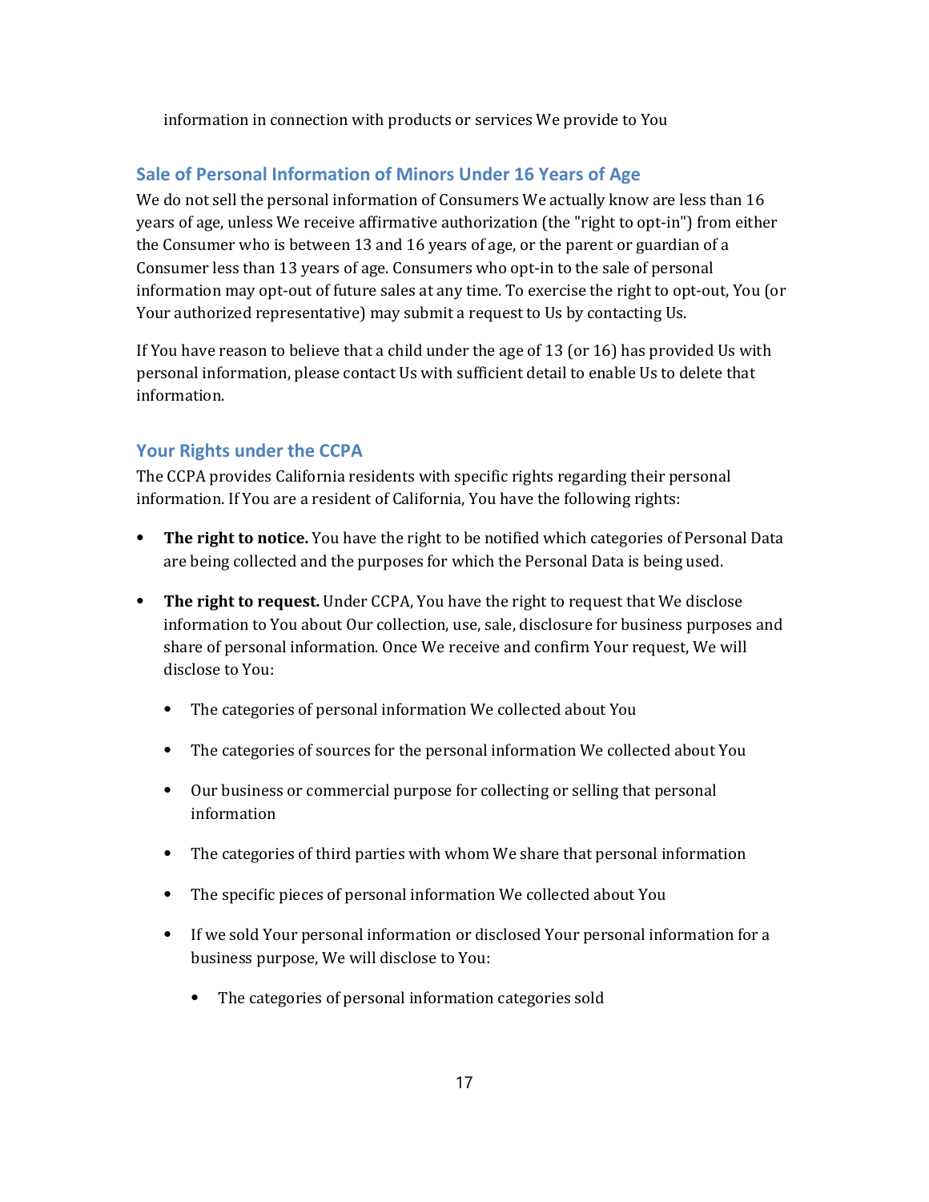information in connection with products or services We provide to You

### Sale of Personal Information of Minors Under 16 Years of Age

We do not sell the personal information of Consumers We actually know are less than 16 years of age, unless We receive affirmative authorization (the "right to opt-in") from either the Consumer who is between 13 and 16 years of age, or the parent or guardian of a Consumer less than 13 years of age. Consumers who opt-in to the sale of personal information may opt-out of future sales at any time. To exercise the right to opt-out, You (or Your authorized representative) may submit a request to Us by contacting Us.

If You have reason to believe that a child under the age of 13 (or 16) has provided Us with personal information, please contact Us with sufficient detail to enable Us to delete that information.

### Your Rights under the CCPA

The CCPA provides California residents with specific rights regarding their personal information. If You are a resident of California, You have the following rights:

- **The right to notice.** You have the right to be notified which categories of Personal Data are being collected and the purposes for which the Personal Data is being used.
- **The right to request.** Under CCPA, You have the right to request that We disclose information to You about Our collection, use, sale, disclosure for business purposes and share of personal information. Once We receive and confirm Your request, We will disclose to You:
  - The categories of personal information We collected about You
  - The categories of sources for the personal information We collected about You
  - Our business or commercial purpose for collecting or selling that personal information
  - The categories of third parties with whom We share that personal information
  - The specific pieces of personal information We collected about You
  - If we sold Your personal information or disclosed Your personal information for a business purpose, We will disclose to You:
    - The categories of personal information categories sold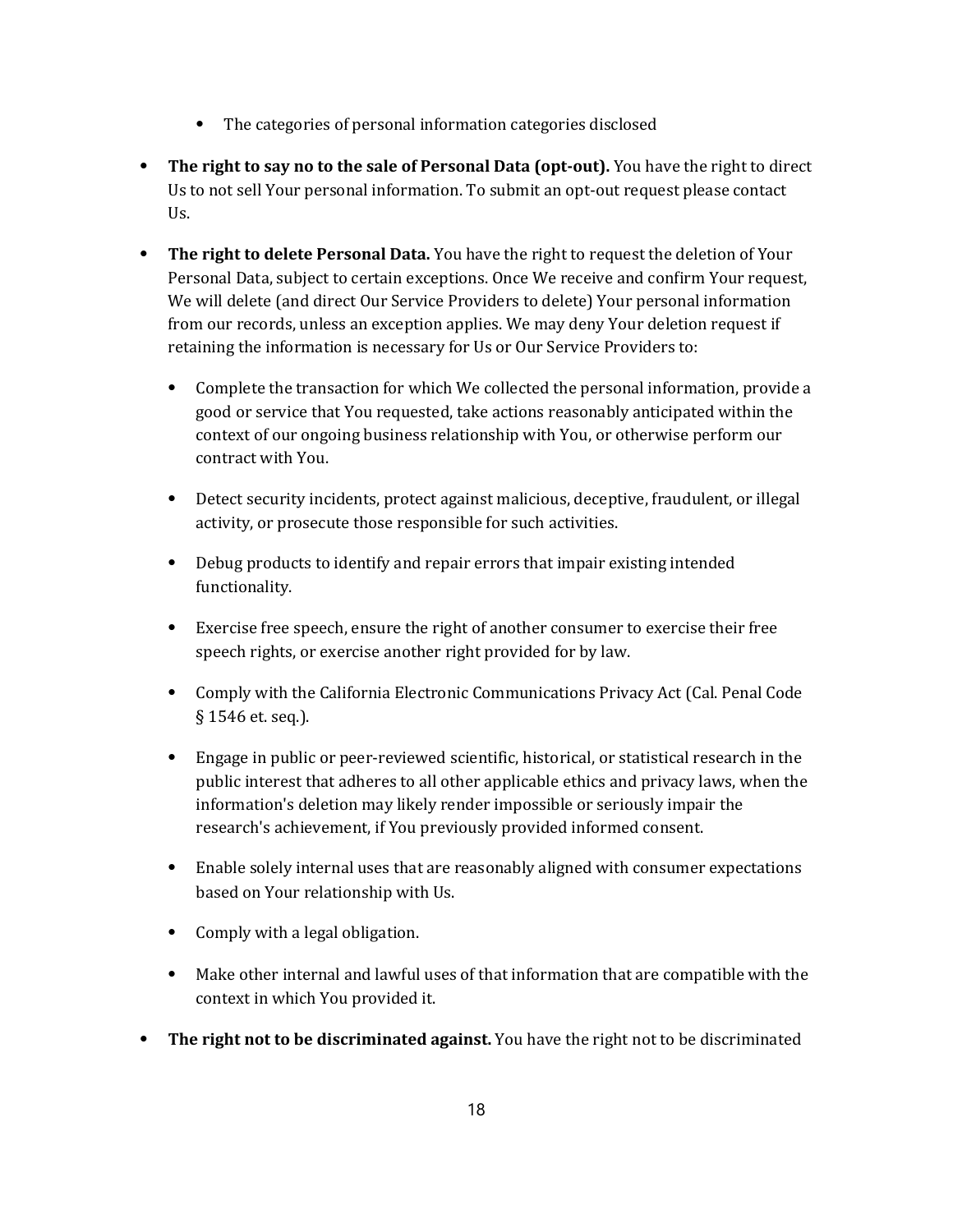- The categories of personal information categories disclosed

- **The right to say no to the sale of Personal Data (opt-out).** You have the right to direct Us to not sell Your personal information. To submit an opt-out request please contact Us.

- **The right to delete Personal Data.** You have the right to request the deletion of Your Personal Data, subject to certain exceptions. Once We receive and confirm Your request, We will delete (and direct Our Service Providers to delete) Your personal information from our records, unless an exception applies. We may deny Your deletion request if retaining the information is necessary for Us or Our Service Providers to:

    - Complete the transaction for which We collected the personal information, provide a good or service that You requested, take actions reasonably anticipated within the context of our ongoing business relationship with You, or otherwise perform our contract with You.

    - Detect security incidents, protect against malicious, deceptive, fraudulent, or illegal activity, or prosecute those responsible for such activities.

    - Debug products to identify and repair errors that impair existing intended functionality.

    - Exercise free speech, ensure the right of another consumer to exercise their free speech rights, or exercise another right provided for by law.

    - Comply with the California Electronic Communications Privacy Act (Cal. Penal Code § 1546 et. seq.).

    - Engage in public or peer-reviewed scientific, historical, or statistical research in the public interest that adheres to all other applicable ethics and privacy laws, when the information's deletion may likely render impossible or seriously impair the research's achievement, if You previously provided informed consent.

    - Enable solely internal uses that are reasonably aligned with consumer expectations based on Your relationship with Us.

    - Comply with a legal obligation.

    - Make other internal and lawful uses of that information that are compatible with the context in which You provided it.

- **The right not to be discriminated against.** You have the right not to be discriminated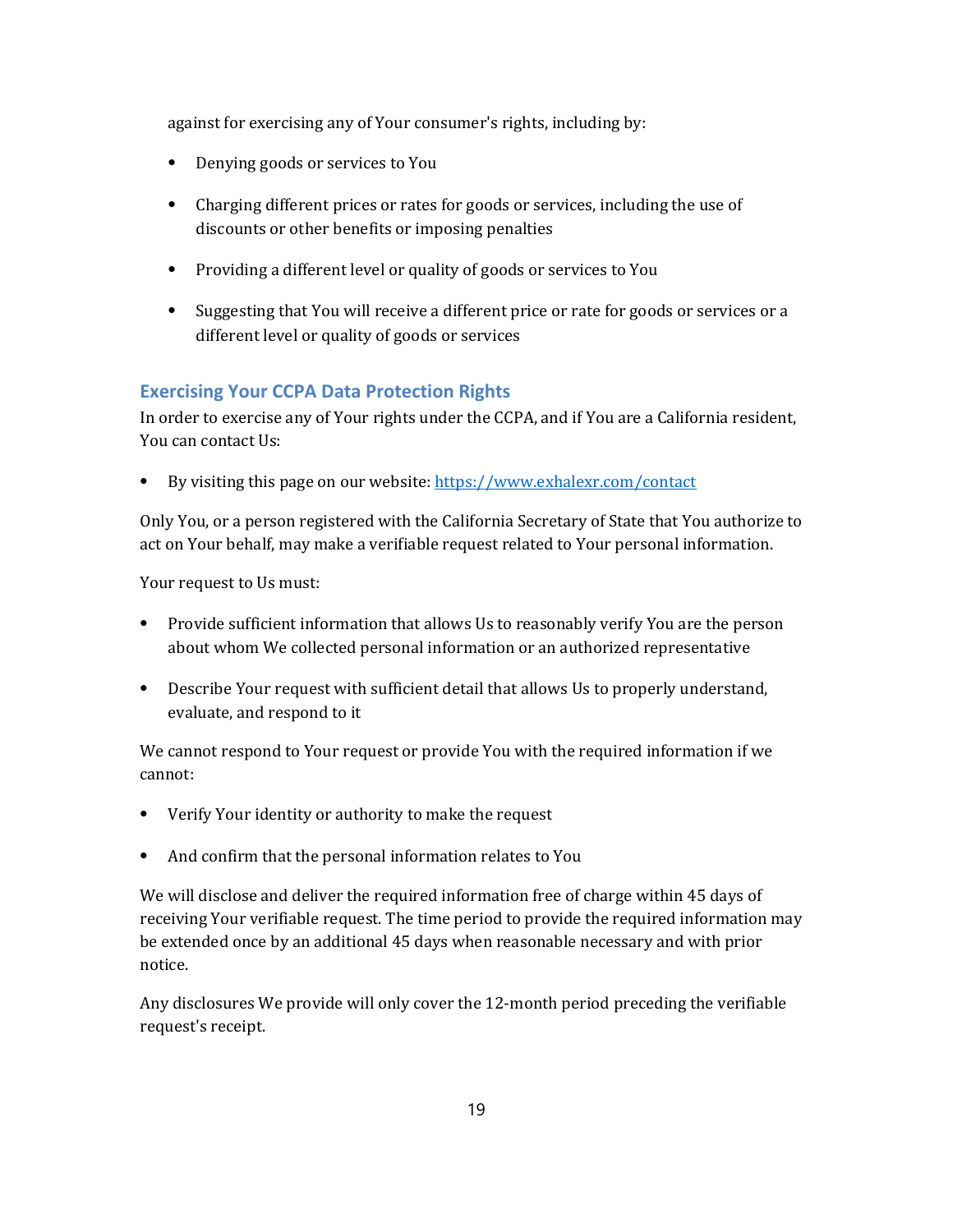against for exercising any of Your consumer's rights, including by:

- Denying goods or services to You
- Charging different prices or rates for goods or services, including the use of discounts or other benefits or imposing penalties
- Providing a different level or quality of goods or services to You
- Suggesting that You will receive a different price or rate for goods or services or a different level or quality of goods or services

### Exercising Your CCPA Data Protection Rights

In order to exercise any of Your rights under the CCPA, and if You are a California resident, You can contact Us:

- By visiting this page on our website: [https://www.exhalexr.com/contact](https://www.exhalexr.com/contact)

Only You, or a person registered with the California Secretary of State that You authorize to act on Your behalf, may make a verifiable request related to Your personal information.

Your request to Us must:

- Provide sufficient information that allows Us to reasonably verify You are the person about whom We collected personal information or an authorized representative
- Describe Your request with sufficient detail that allows Us to properly understand, evaluate, and respond to it

We cannot respond to Your request or provide You with the required information if we cannot:

- Verify Your identity or authority to make the request
- And confirm that the personal information relates to You

We will disclose and deliver the required information free of charge within 45 days of receiving Your verifiable request. The time period to provide the required information may be extended once by an additional 45 days when reasonable necessary and with prior notice.

Any disclosures We provide will only cover the 12-month period preceding the verifiable request's receipt.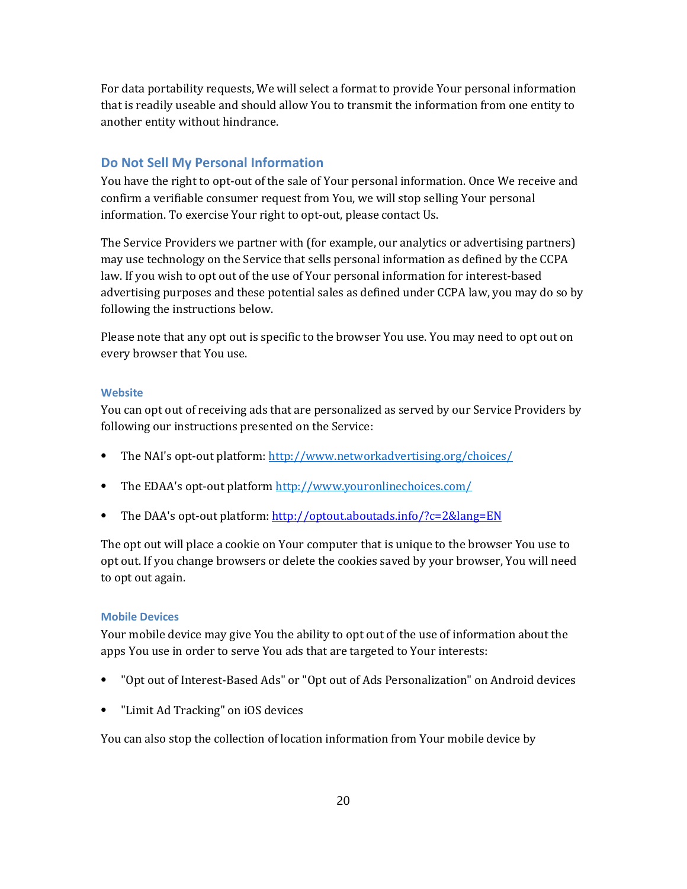For data portability requests, We will select a format to provide Your personal information that is readily useable and should allow You to transmit the information from one entity to another entity without hindrance.

## Do Not Sell My Personal Information

You have the right to opt-out of the sale of Your personal information. Once We receive and confirm a verifiable consumer request from You, we will stop selling Your personal information. To exercise Your right to opt-out, please contact Us.

The Service Providers we partner with (for example, our analytics or advertising partners) may use technology on the Service that sells personal information as defined by the CCPA law. If you wish to opt out of the use of Your personal information for interest-based advertising purposes and these potential sales as defined under CCPA law, you may do so by following the instructions below.

Please note that any opt out is specific to the browser You use. You may need to opt out on every browser that You use.

### Website

You can opt out of receiving ads that are personalized as served by our Service Providers by following our instructions presented on the Service:

- The NAI's opt-out platform: [http://www.networkadvertising.org/choices/](http://www.networkadvertising.org/choices/)
- The EDAA's opt-out platform [http://www.youronlinechoices.com/](http://www.youronlinechoices.com/)
- The DAA's opt-out platform: [http://optout.aboutads.info/?c=2&lang=EN](http://optout.aboutads.info/?c=2&lang=EN)

The opt out will place a cookie on Your computer that is unique to the browser You use to opt out. If you change browsers or delete the cookies saved by your browser, You will need to opt out again.

### Mobile Devices

Your mobile device may give You the ability to opt out of the use of information about the apps You use in order to serve You ads that are targeted to Your interests:

- "Opt out of Interest-Based Ads" or "Opt out of Ads Personalization" on Android devices
- "Limit Ad Tracking" on iOS devices

You can also stop the collection of location information from Your mobile device by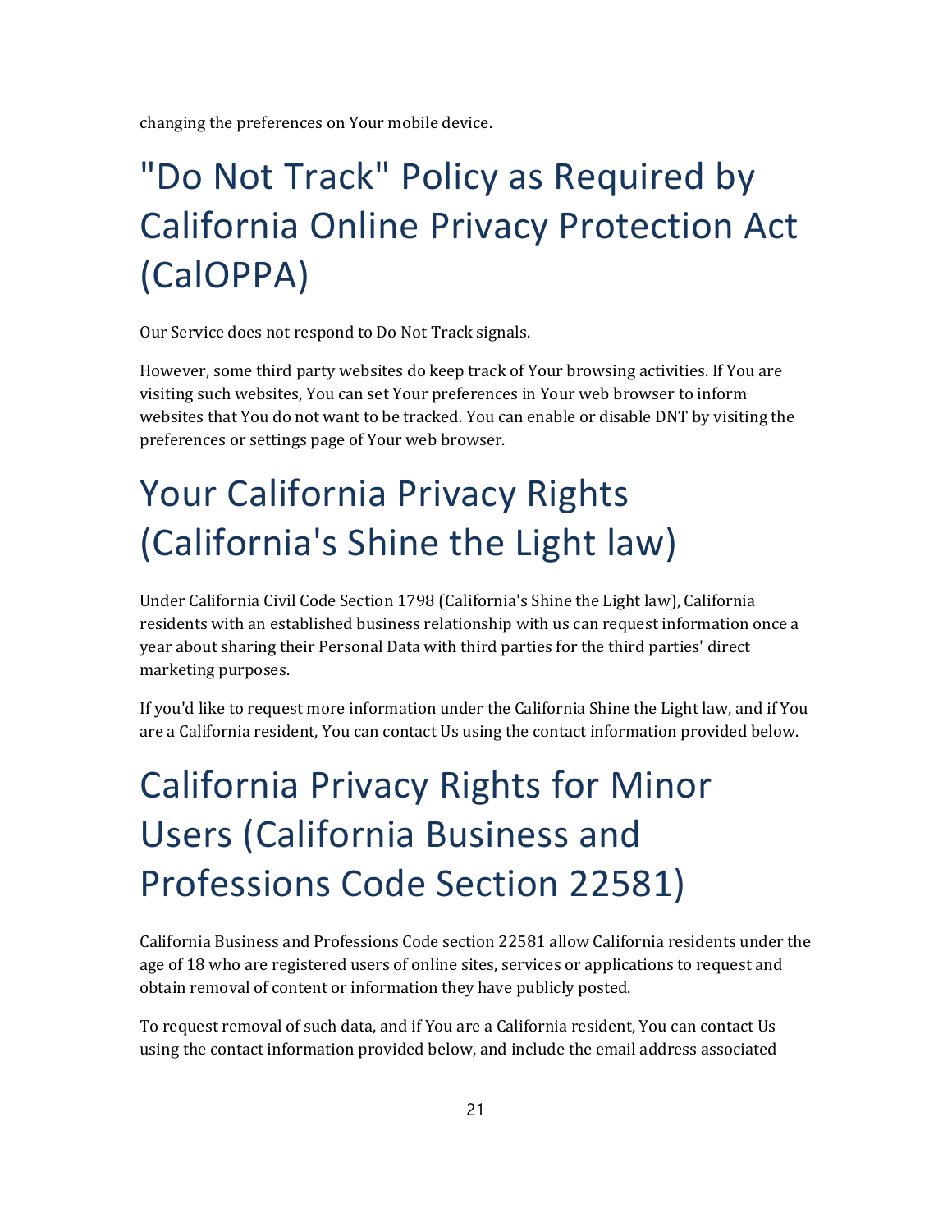changing the preferences on Your mobile device.

# "Do Not Track" Policy as Required by California Online Privacy Protection Act (CalOPPA)

Our Service does not respond to Do Not Track signals.

However, some third party websites do keep track of Your browsing activities. If You are visiting such websites, You can set Your preferences in Your web browser to inform websites that You do not want to be tracked. You can enable or disable DNT by visiting the preferences or settings page of Your web browser.

# Your California Privacy Rights (California's Shine the Light law)

Under California Civil Code Section 1798 (California's Shine the Light law), California residents with an established business relationship with us can request information once a year about sharing their Personal Data with third parties for the third parties' direct marketing purposes.

If you'd like to request more information under the California Shine the Light law, and if You are a California resident, You can contact Us using the contact information provided below.

# California Privacy Rights for Minor Users (California Business and Professions Code Section 22581)

California Business and Professions Code section 22581 allow California residents under the age of 18 who are registered users of online sites, services or applications to request and obtain removal of content or information they have publicly posted.

To request removal of such data, and if You are a California resident, You can contact Us using the contact information provided below, and include the email address associated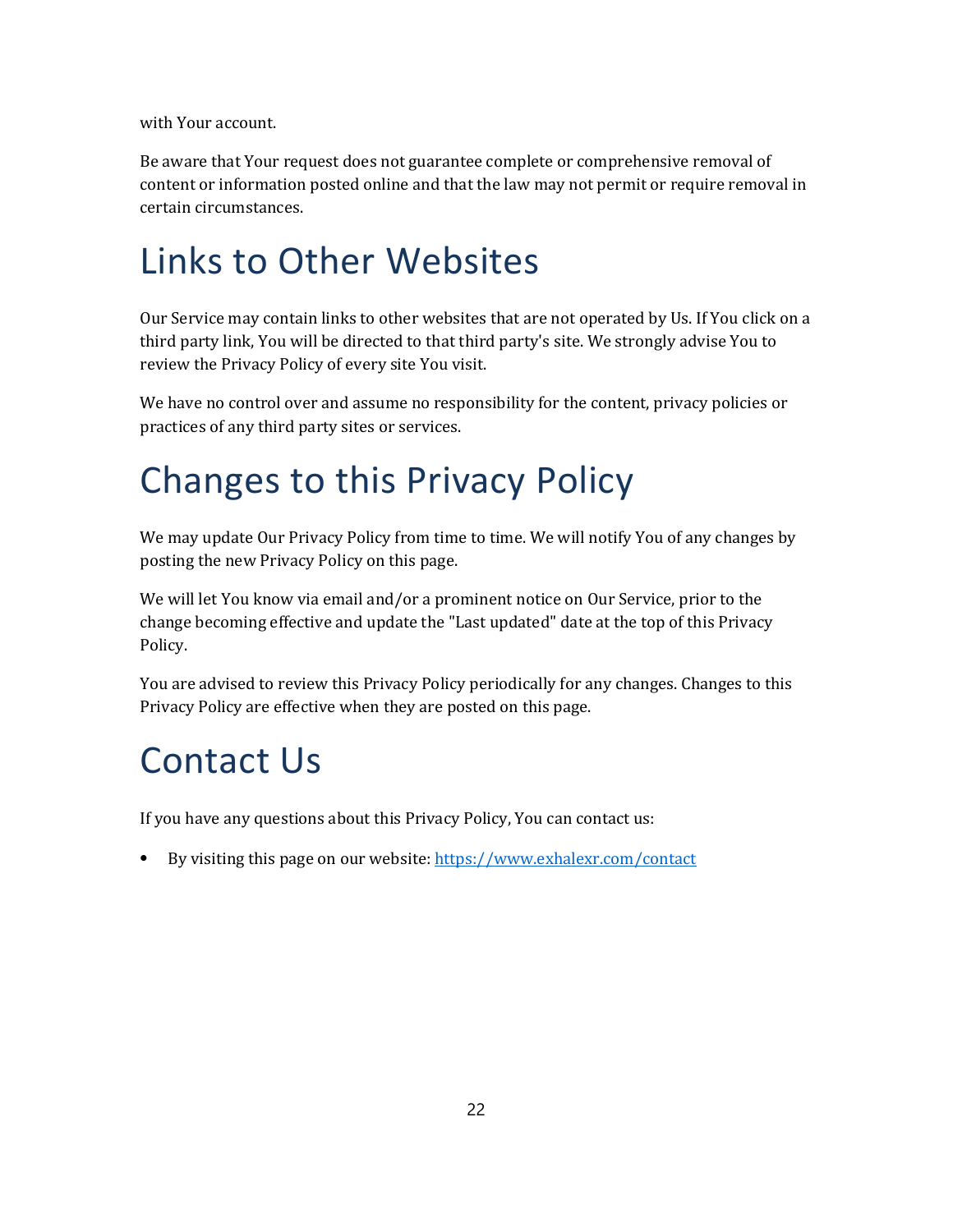with Your account.

Be aware that Your request does not guarantee complete or comprehensive removal of content or information posted online and that the law may not permit or require removal in certain circumstances.

# Links to Other Websites

Our Service may contain links to other websites that are not operated by Us. If You click on a third party link, You will be directed to that third party's site. We strongly advise You to review the Privacy Policy of every site You visit.

We have no control over and assume no responsibility for the content, privacy policies or practices of any third party sites or services.

# Changes to this Privacy Policy

We may update Our Privacy Policy from time to time. We will notify You of any changes by posting the new Privacy Policy on this page.

We will let You know via email and/or a prominent notice on Our Service, prior to the change becoming effective and update the "Last updated" date at the top of this Privacy Policy.

You are advised to review this Privacy Policy periodically for any changes. Changes to this Privacy Policy are effective when they are posted on this page.

# Contact Us

If you have any questions about this Privacy Policy, You can contact us:

- By visiting this page on our website: [https://www.exhalexr.com/contact](https://www.exhalexr.com/contact)